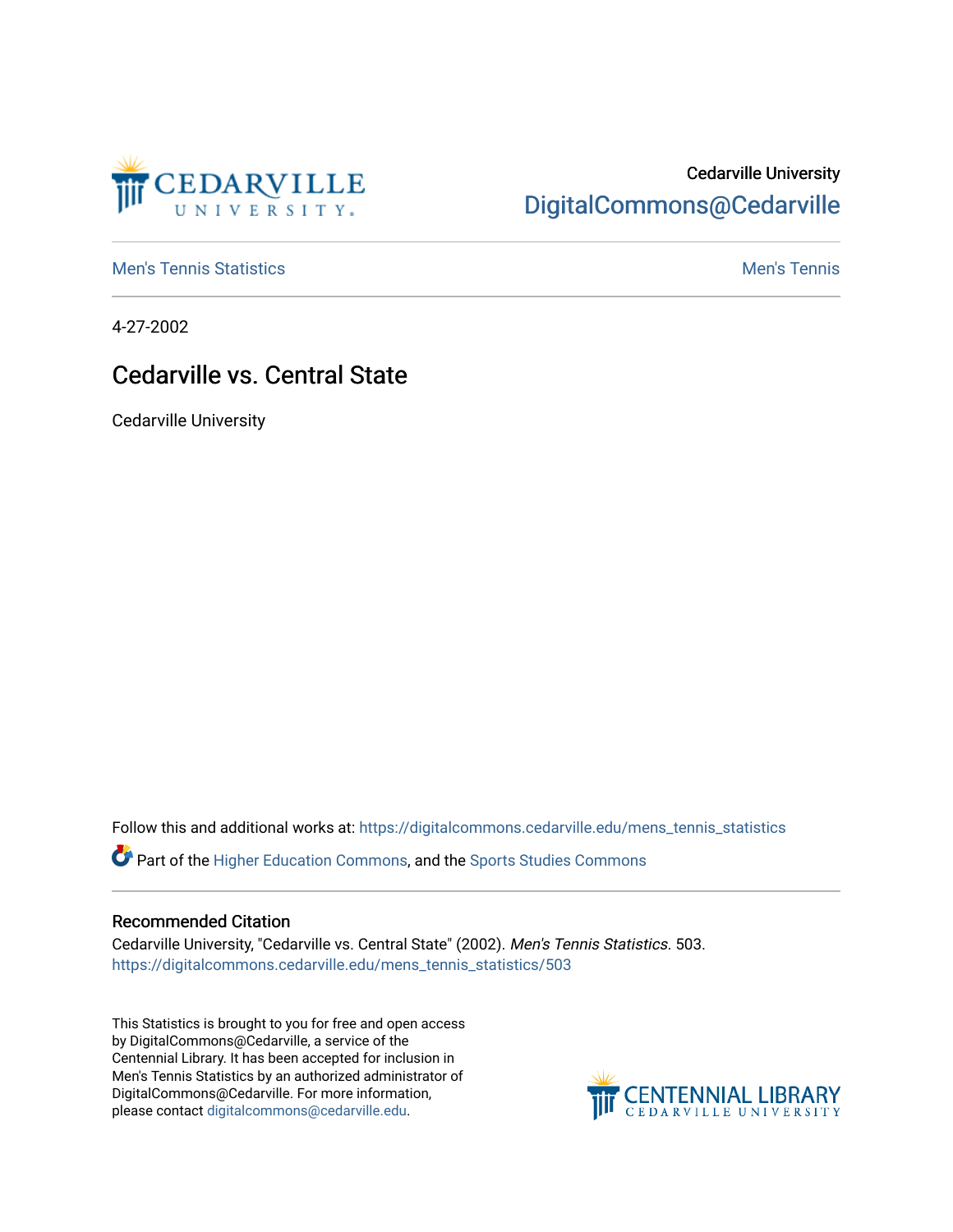Cedarville University

DigitalCommons@Cedarville

Men's Tennis Statistics

Men's Tennis

4-27-2002

# Cedarville vs. Central State

Cedarville University

Follow this and additional works at: https://digitalcommons.cedarville.edu/mens_tennis_statistics

Part of the Higher Education Commons, and the Sports Studies Commons

## Recommended Citation

Cedarville University, "Cedarville vs. Central State" (2002). *Men's Tennis Statistics*. 503.
https://digitalcommons.cedarville.edu/mens_tennis_statistics/503

This Statistics is brought to you for free and open access by DigitalCommons@Cedarville, a service of the Centennial Library. It has been accepted for inclusion in Men's Tennis Statistics by an authorized administrator of DigitalCommons@Cedarville. For more information, please contact digitalcommons@cedarville.edu.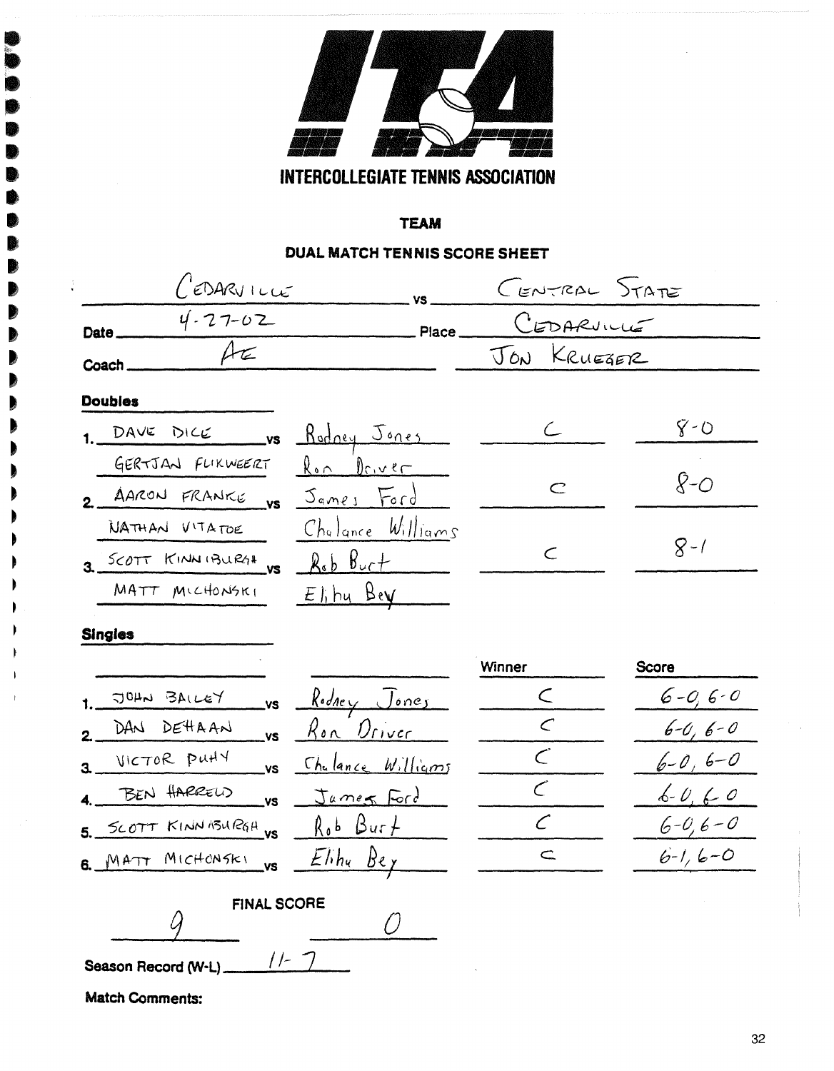# ITA

## INTERCOLLEGIATE TENNIS ASSOCIATION

### TEAM

### DUAL MATCH TENNIS SCORE SHEET

CEDARVILLE vs CENTRAL STATE

Date 4-27-02 Place CEDARVILLE

Coach AE JON KRUEGER

**Doubles**

| | | | Winner | Score |
|---|---|---|---|---|
| 1. | DAVE DICE / GERTJAN FLIKWEERT | vs Rodney Jones / Ron Driver | C | 8-0 |
| 2. | AARON FRANKE / NATHAN VITATOE | vs James Ford / Chalance Williams | C | 8-0 |
| 3. | SCOTT KINNIBURGH / MATT MICHONSKI | vs Rob Burt / Elihu Bey | C | 8-1 |

**Singles**

| | | | Winner | Score |
|---|---|---|---|---|
| 1. | JOHN BAILEY | vs Rodney Jones | C | 6-0, 6-0 |
| 2. | DAN DEHAAN | vs Ron Driver | C | 6-0, 6-0 |
| 3. | VICTOR PUHY | vs Chalance Williams | C | 6-0, 6-0 |
| 4. | BEN HARRELD | vs James Ford | C | 6-0, 6-0 |
| 5. | SCOTT KINNIBURGH | vs Rob Burt | C | 6-0, 6-0 |
| 6. | MATT MICHONSKI | vs Elihu Bey | C | 6-1, 6-0 |

**FINAL SCORE**

9 0

Season Record (W-L) 11-7

Match Comments: